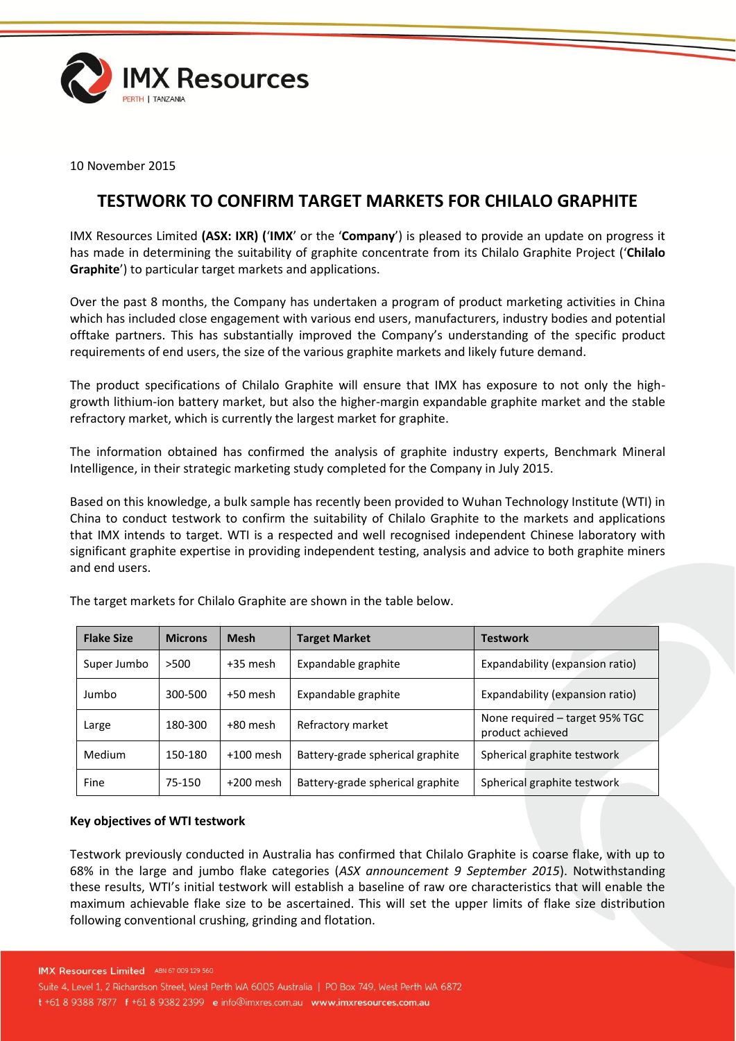10 November 2015

# TESTWORK TO CONFIRM TARGET MARKETS FOR CHILALO GRAPHITE

IMX Resources Limited **(ASX: IXR) (**'**IMX**' or the '**Company**') is pleased to provide an update on progress it has made in determining the suitability of graphite concentrate from its Chilalo Graphite Project ('**Chilalo Graphite**') to particular target markets and applications.

Over the past 8 months, the Company has undertaken a program of product marketing activities in China which has included close engagement with various end users, manufacturers, industry bodies and potential offtake partners. This has substantially improved the Company's understanding of the specific product requirements of end users, the size of the various graphite markets and likely future demand.

The product specifications of Chilalo Graphite will ensure that IMX has exposure to not only the high-growth lithium-ion battery market, but also the higher-margin expandable graphite market and the stable refractory market, which is currently the largest market for graphite.

The information obtained has confirmed the analysis of graphite industry experts, Benchmark Mineral Intelligence, in their strategic marketing study completed for the Company in July 2015.

Based on this knowledge, a bulk sample has recently been provided to Wuhan Technology Institute (WTI) in China to conduct testwork to confirm the suitability of Chilalo Graphite to the markets and applications that IMX intends to target. WTI is a respected and well recognised independent Chinese laboratory with significant graphite expertise in providing independent testing, analysis and advice to both graphite miners and end users.

The target markets for Chilalo Graphite are shown in the table below.

| Flake Size | Microns | Mesh | Target Market | Testwork |
|---|---|---|---|---|
| Super Jumbo | >500 | +35 mesh | Expandable graphite | Expandability (expansion ratio) |
| Jumbo | 300-500 | +50 mesh | Expandable graphite | Expandability (expansion ratio) |
| Large | 180-300 | +80 mesh | Refractory market | None required – target 95% TGC product achieved |
| Medium | 150-180 | +100 mesh | Battery-grade spherical graphite | Spherical graphite testwork |
| Fine | 75-150 | +200 mesh | Battery-grade spherical graphite | Spherical graphite testwork |

**Key objectives of WTI testwork**

Testwork previously conducted in Australia has confirmed that Chilalo Graphite is coarse flake, with up to 68% in the large and jumbo flake categories (*ASX announcement 9 September 2015*). Notwithstanding these results, WTI's initial testwork will establish a baseline of raw ore characteristics that will enable the maximum achievable flake size to be ascertained. This will set the upper limits of flake size distribution following conventional crushing, grinding and flotation.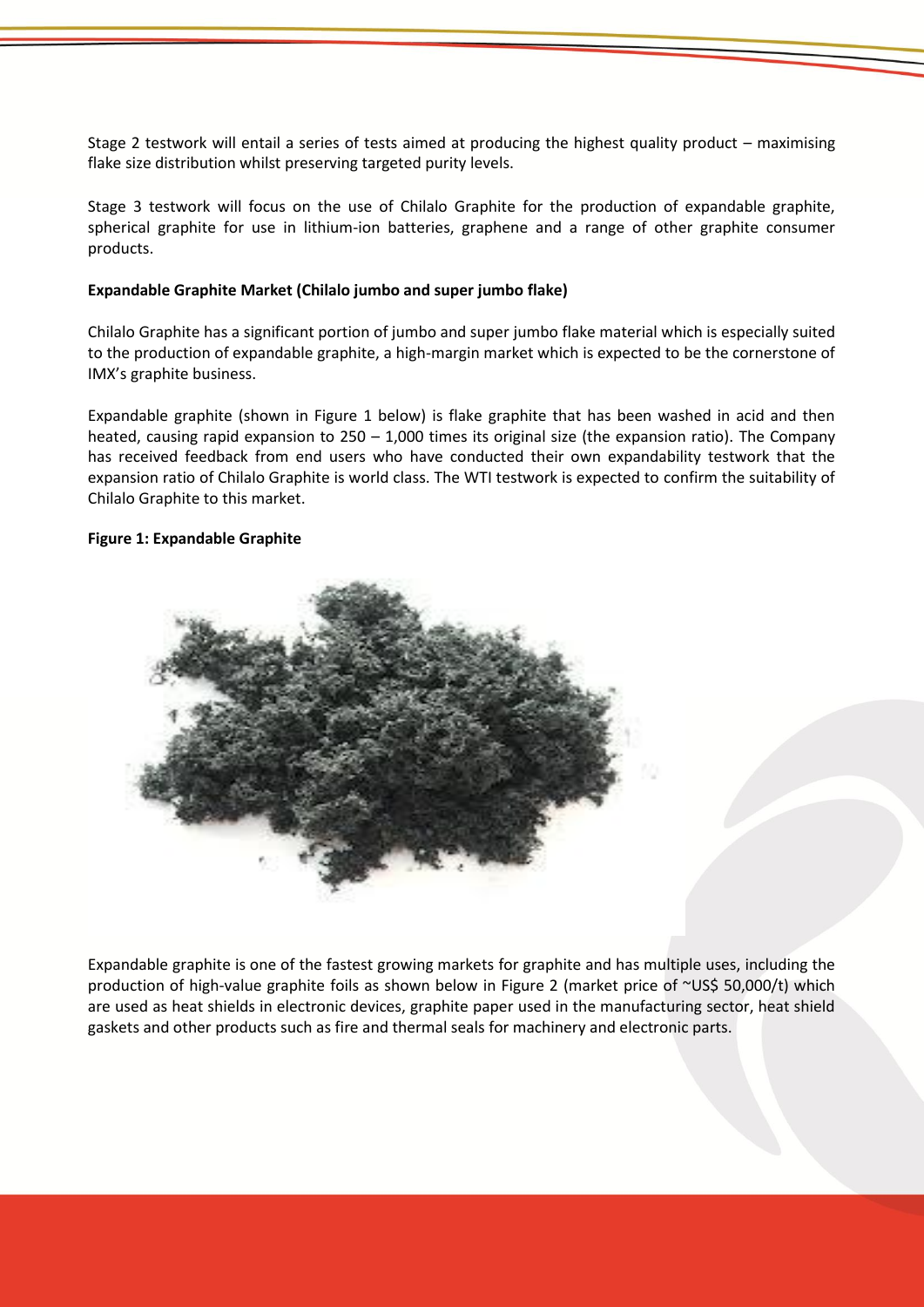Stage 2 testwork will entail a series of tests aimed at producing the highest quality product – maximising flake size distribution whilst preserving targeted purity levels.

Stage 3 testwork will focus on the use of Chilalo Graphite for the production of expandable graphite, spherical graphite for use in lithium-ion batteries, graphene and a range of other graphite consumer products.

**Expandable Graphite Market (Chilalo jumbo and super jumbo flake)**

Chilalo Graphite has a significant portion of jumbo and super jumbo flake material which is especially suited to the production of expandable graphite, a high-margin market which is expected to be the cornerstone of IMX's graphite business.

Expandable graphite (shown in Figure 1 below) is flake graphite that has been washed in acid and then heated, causing rapid expansion to 250 – 1,000 times its original size (the expansion ratio). The Company has received feedback from end users who have conducted their own expandability testwork that the expansion ratio of Chilalo Graphite is world class. The WTI testwork is expected to confirm the suitability of Chilalo Graphite to this market.

**Figure 1: Expandable Graphite**

Expandable graphite is one of the fastest growing markets for graphite and has multiple uses, including the production of high-value graphite foils as shown below in Figure 2 (market price of ~US$ 50,000/t) which are used as heat shields in electronic devices, graphite paper used in the manufacturing sector, heat shield gaskets and other products such as fire and thermal seals for machinery and electronic parts.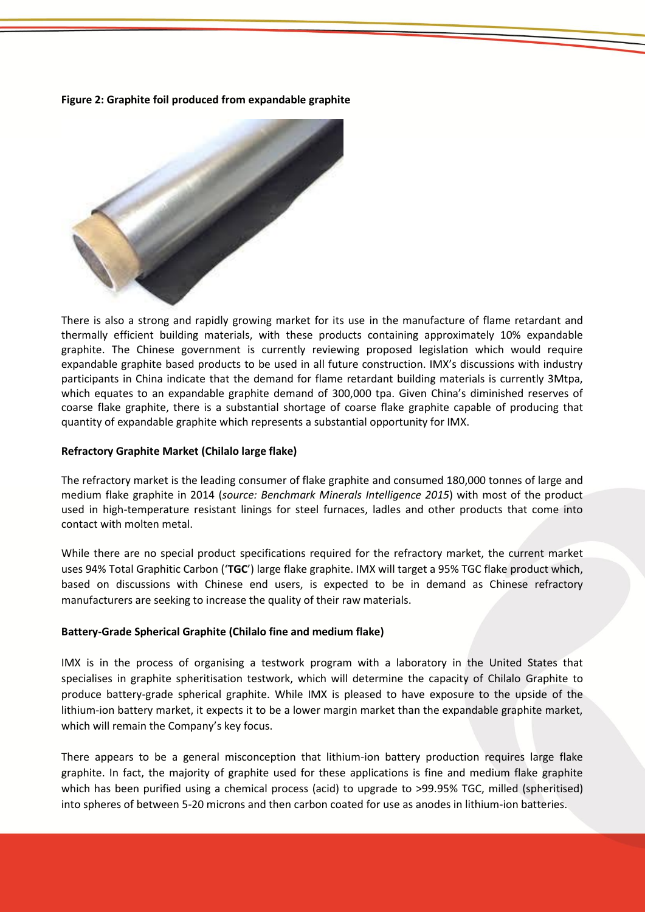**Figure 2: Graphite foil produced from expandable graphite**

There is also a strong and rapidly growing market for its use in the manufacture of flame retardant and thermally efficient building materials, with these products containing approximately 10% expandable graphite. The Chinese government is currently reviewing proposed legislation which would require expandable graphite based products to be used in all future construction. IMX's discussions with industry participants in China indicate that the demand for flame retardant building materials is currently 3Mtpa, which equates to an expandable graphite demand of 300,000 tpa. Given China's diminished reserves of coarse flake graphite, there is a substantial shortage of coarse flake graphite capable of producing that quantity of expandable graphite which represents a substantial opportunity for IMX.

**Refractory Graphite Market (Chilalo large flake)**

The refractory market is the leading consumer of flake graphite and consumed 180,000 tonnes of large and medium flake graphite in 2014 (*source: Benchmark Minerals Intelligence 2015*) with most of the product used in high-temperature resistant linings for steel furnaces, ladles and other products that come into contact with molten metal.

While there are no special product specifications required for the refractory market, the current market uses 94% Total Graphitic Carbon ('**TGC**') large flake graphite. IMX will target a 95% TGC flake product which, based on discussions with Chinese end users, is expected to be in demand as Chinese refractory manufacturers are seeking to increase the quality of their raw materials.

**Battery-Grade Spherical Graphite (Chilalo fine and medium flake)**

IMX is in the process of organising a testwork program with a laboratory in the United States that specialises in graphite spheritisation testwork, which will determine the capacity of Chilalo Graphite to produce battery-grade spherical graphite. While IMX is pleased to have exposure to the upside of the lithium-ion battery market, it expects it to be a lower margin market than the expandable graphite market, which will remain the Company's key focus.

There appears to be a general misconception that lithium-ion battery production requires large flake graphite. In fact, the majority of graphite used for these applications is fine and medium flake graphite which has been purified using a chemical process (acid) to upgrade to >99.95% TGC, milled (spheritised) into spheres of between 5-20 microns and then carbon coated for use as anodes in lithium-ion batteries.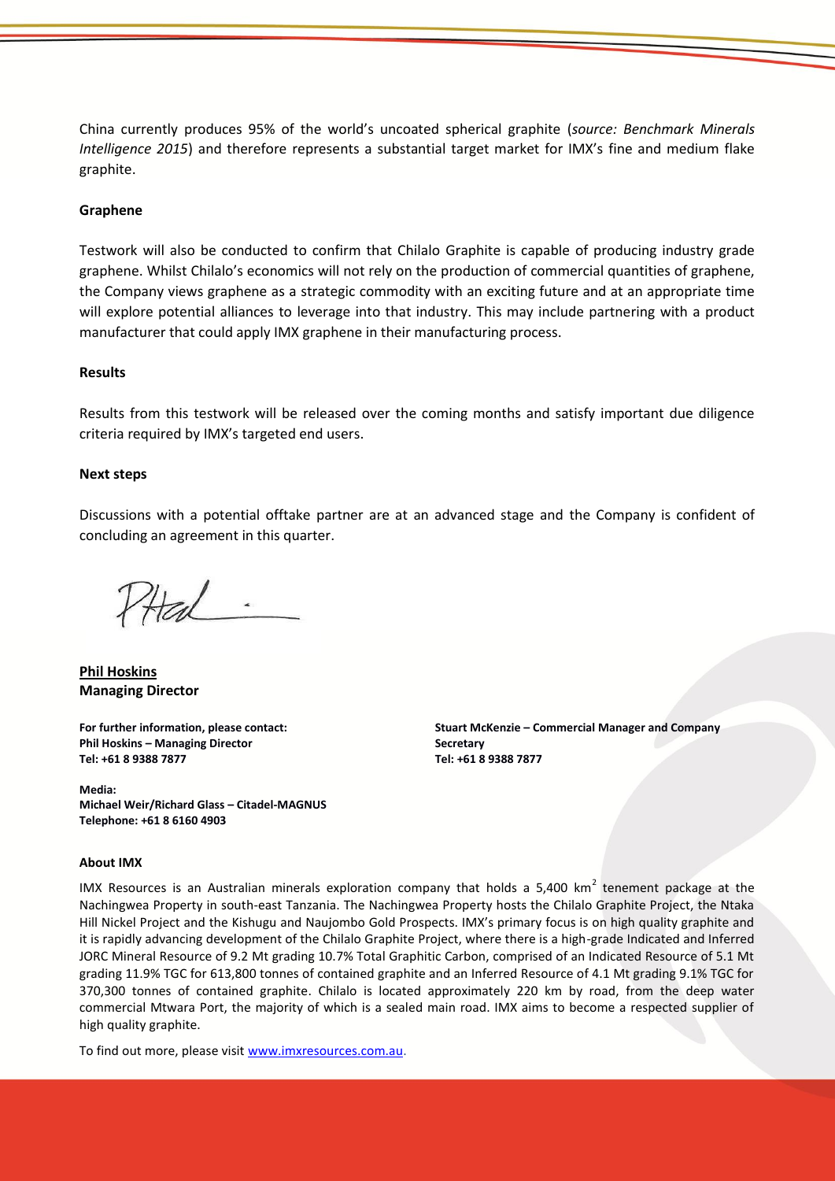China currently produces 95% of the world's uncoated spherical graphite (*source: Benchmark Minerals Intelligence 2015*) and therefore represents a substantial target market for IMX's fine and medium flake graphite.

**Graphene**

Testwork will also be conducted to confirm that Chilalo Graphite is capable of producing industry grade graphene. Whilst Chilalo's economics will not rely on the production of commercial quantities of graphene, the Company views graphene as a strategic commodity with an exciting future and at an appropriate time will explore potential alliances to leverage into that industry. This may include partnering with a product manufacturer that could apply IMX graphene in their manufacturing process.

**Results**

Results from this testwork will be released over the coming months and satisfy important due diligence criteria required by IMX's targeted end users.

**Next steps**

Discussions with a potential offtake partner are at an advanced stage and the Company is confident of concluding an agreement in this quarter.

**Phil Hoskins**
**Managing Director**

**For further information, please contact:**
**Phil Hoskins – Managing Director**
**Tel: +61 8 9388 7877**

**Stuart McKenzie – Commercial Manager and Company Secretary**
**Tel: +61 8 9388 7877**

**Media:**
**Michael Weir/Richard Glass – Citadel-MAGNUS**
**Telephone: +61 8 6160 4903**

**About IMX**

IMX Resources is an Australian minerals exploration company that holds a 5,400 km$^2$ tenement package at the Nachingwea Property in south-east Tanzania. The Nachingwea Property hosts the Chilalo Graphite Project, the Ntaka Hill Nickel Project and the Kishugu and Naujombo Gold Prospects. IMX's primary focus is on high quality graphite and it is rapidly advancing development of the Chilalo Graphite Project, where there is a high-grade Indicated and Inferred JORC Mineral Resource of 9.2 Mt grading 10.7% Total Graphitic Carbon, comprised of an Indicated Resource of 5.1 Mt grading 11.9% TGC for 613,800 tonnes of contained graphite and an Inferred Resource of 4.1 Mt grading 9.1% TGC for 370,300 tonnes of contained graphite. Chilalo is located approximately 220 km by road, from the deep water commercial Mtwara Port, the majority of which is a sealed main road. IMX aims to become a respected supplier of high quality graphite.

To find out more, please visit www.imxresources.com.au.